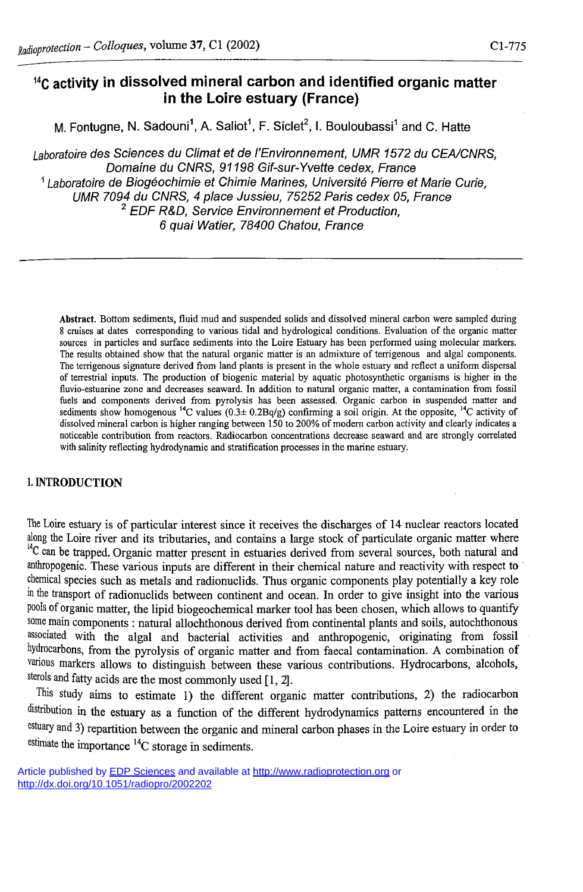# $^{14}C$ activity in dissolved mineral carbon and identified organic matter in the Loire estuary (France)

M. Fontugne, N. Sadouni[1], A. Saliot[1], F. Siclet[2], I. Bouloubassi[1] and C. Hatte

*Laboratoire des Sciences du Climat et de l'Environnement, UMR 1572 du CEA/CNRS, Domaine du CNRS, 91198 Gif-sur-Yvette cedex, France*
[1] *Laboratoire de Biogéochimie et Chimie Marines, Université Pierre et Marie Curie, UMR 7094 du CNRS, 4 place Jussieu, 75252 Paris cedex 05, France*
[2] *EDF R&D, Service Environnement et Production, 6 quai Watier, 78400 Chatou, France*

**Abstract.** Bottom sediments, fluid mud and suspended solids and dissolved mineral carbon were sampled during 8 cruises at dates corresponding to various tidal and hydrological conditions. Evaluation of the organic matter sources in particles and surface sediments into the Loire Estuary has been performed using molecular markers. The results obtained show that the natural organic matter is an admixture of terrigenous and algal components. The terrigenous signature derived from land plants is present in the whole estuary and reflect a uniform dispersal of terrestrial inputs. The production of biogenic material by aquatic photosynthetic organisms is higher in the fluvio-estuarine zone and decreases seaward. In addition to natural organic matter, a contamination from fossil fuels and components derived from pyrolysis has been assessed. Organic carbon in suspended matter and sediments show homogenous $^{14}C$ values ($0.3\pm 0.2$ Bq/g) confirming a soil origin. At the opposite, $^{14}C$ activity of dissolved mineral carbon is higher ranging between 150 to 200% of modern carbon activity and clearly indicates a noticeable contribution from reactors. Radiocarbon concentrations decrease seaward and are strongly correlated with salinity reflecting hydrodynamic and stratification processes in the marine estuary.

## 1. INTRODUCTION

The Loire estuary is of particular interest since it receives the discharges of 14 nuclear reactors located along the Loire river and its tributaries, and contains a large stock of particulate organic matter where $^{14}C$ can be trapped. Organic matter present in estuaries derived from several sources, both natural and anthropogenic. These various inputs are different in their chemical nature and reactivity with respect to chemical species such as metals and radionuclids. Thus organic components play potentially a key role in the transport of radionuclids between continent and ocean. In order to give insight into the various pools of organic matter, the lipid biogeochemical marker tool has been chosen, which allows to quantify some main components : natural allochthonous derived from continental plants and soils, autochthonous associated with the algal and bacterial activities and anthropogenic, originating from fossil hydrocarbons, from the pyrolysis of organic matter and from faecal contamination. A combination of various markers allows to distinguish between these various contributions. Hydrocarbons, alcohols, sterols and fatty acids are the most commonly used [1, 2].

This study aims to estimate 1) the different organic matter contributions, 2) the radiocarbon distribution in the estuary as a function of the different hydrodynamics patterns encountered in the estuary and 3) repartition between the organic and mineral carbon phases in the Loire estuary in order to estimate the importance $^{14}C$ storage in sediments.

Article published by EDP Sciences and available at http://www.radioprotection.org or http://dx.doi.org/10.1051/radiopro/2002202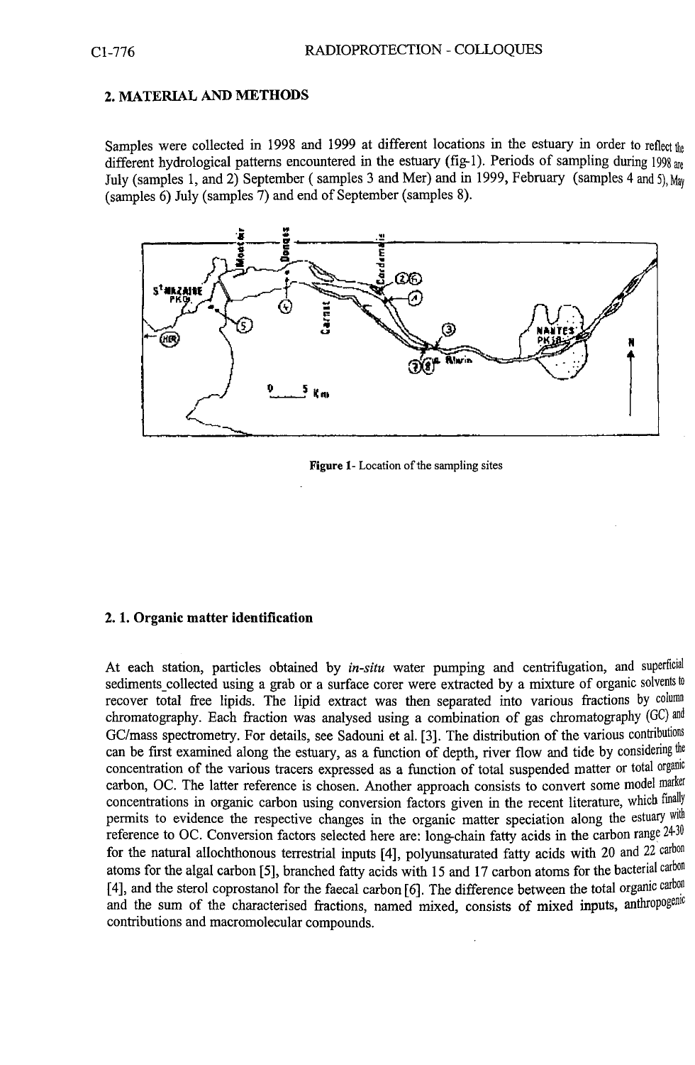## 2. MATERIAL AND METHODS

Samples were collected in 1998 and 1999 at different locations in the estuary in order to reflect the different hydrological patterns encountered in the estuary (fig-1). Periods of sampling during 1998 are July (samples 1, and 2) September ( samples 3 and Mer) and in 1999, February (samples 4 and 5), May (samples 6) July (samples 7) and end of September (samples 8).

**Figure 1**- Location of the sampling sites

### 2. 1. Organic matter identification

At each station, particles obtained by *in-situ* water pumping and centrifugation, and superficial sediments_collected using a grab or a surface corer were extracted by a mixture of organic solvents to recover total free lipids. The lipid extract was then separated into various fractions by column chromatography. Each fraction was analysed using a combination of gas chromatography (GC) and GC/mass spectrometry. For details, see Sadouni et al. [3]. The distribution of the various contributions can be first examined along the estuary, as a function of depth, river flow and tide by considering the concentration of the various tracers expressed as a function of total suspended matter or total organic carbon, OC. The latter reference is chosen. Another approach consists to convert some model marker concentrations in organic carbon using conversion factors given in the recent literature, which finally permits to evidence the respective changes in the organic matter speciation along the estuary with reference to OC. Conversion factors selected here are: long-chain fatty acids in the carbon range 24-30 for the natural allochthonous terrestrial inputs [4], polyunsaturated fatty acids with 20 and 22 carbon atoms for the algal carbon [5], branched fatty acids with 15 and 17 carbon atoms for the bacterial carbon [4], and the sterol coprostanol for the faecal carbon [6]. The difference between the total organic carbon and the sum of the characterised fractions, named mixed, consists of mixed inputs, anthropogenic contributions and macromolecular compounds.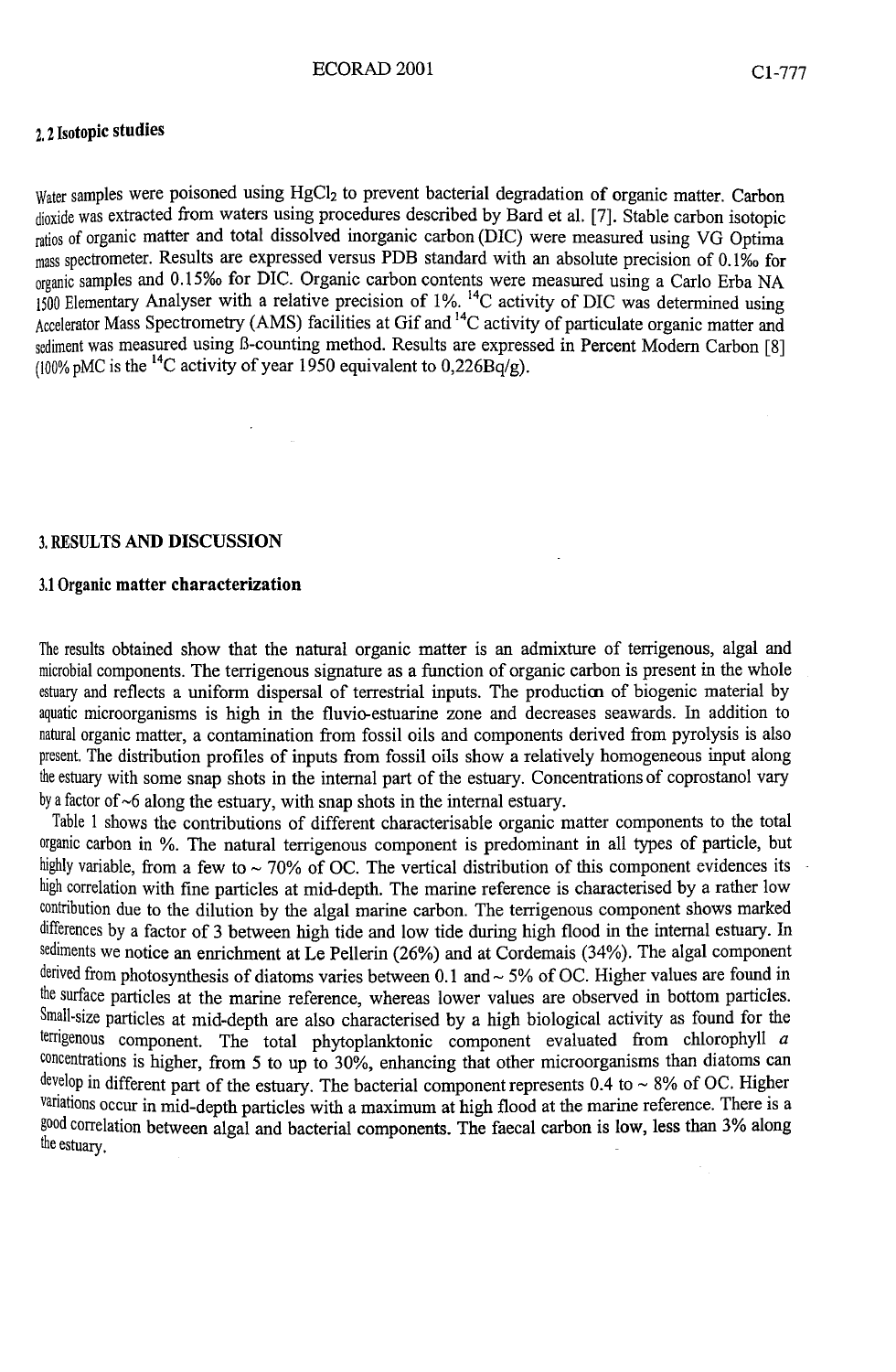### 2.2 Isotopic studies

Water samples were poisoned using $HgCl_2$ to prevent bacterial degradation of organic matter. Carbon dioxide was extracted from waters using procedures described by Bard et al. [7]. Stable carbon isotopic ratios of organic matter and total dissolved inorganic carbon (DIC) were measured using VG Optima mass spectrometer. Results are expressed versus PDB standard with an absolute precision of 0.1‰ for organic samples and 0.15‰ for DIC. Organic carbon contents were measured using a Carlo Erba NA 1500 Elementary Analyser with a relative precision of 1%. $^{14}C$ activity of DIC was determined using Accelerator Mass Spectrometry (AMS) facilities at Gif and $^{14}C$ activity of particulate organic matter and sediment was measured using ß-counting method. Results are expressed in Percent Modern Carbon [8] (100% pMC is the $^{14}C$ activity of year 1950 equivalent to 0,226Bq/g).

## 3. RESULTS AND DISCUSSION

### 3.1 Organic matter characterization

The results obtained show that the natural organic matter is an admixture of terrigenous, algal and microbial components. The terrigenous signature as a function of organic carbon is present in the whole estuary and reflects a uniform dispersal of terrestrial inputs. The production of biogenic material by aquatic microorganisms is high in the fluvio-estuarine zone and decreases seawards. In addition to natural organic matter, a contamination from fossil oils and components derived from pyrolysis is also present. The distribution profiles of inputs from fossil oils show a relatively homogeneous input along the estuary with some snap shots in the internal part of the estuary. Concentrations of coprostanol vary by a factor of ~6 along the estuary, with snap shots in the internal estuary.

Table 1 shows the contributions of different characterisable organic matter components to the total organic carbon in %. The natural terrigenous component is predominant in all types of particle, but highly variable, from a few to ~ 70% of OC. The vertical distribution of this component evidences its high correlation with fine particles at mid-depth. The marine reference is characterised by a rather low contribution due to the dilution by the algal marine carbon. The terrigenous component shows marked differences by a factor of 3 between high tide and low tide during high flood in the internal estuary. In sediments we notice an enrichment at Le Pellerin (26%) and at Cordemais (34%). The algal component derived from photosynthesis of diatoms varies between 0.1 and ~ 5% of OC. Higher values are found in the surface particles at the marine reference, whereas lower values are observed in bottom particles. Small-size particles at mid-depth are also characterised by a high biological activity as found for the terrigenous component. The total phytoplanktonic component evaluated from chlorophyll *a* concentrations is higher, from 5 to up to 30%, enhancing that other microorganisms than diatoms can develop in different part of the estuary. The bacterial component represents 0.4 to ~ 8% of OC. Higher variations occur in mid-depth particles with a maximum at high flood at the marine reference. There is a good correlation between algal and bacterial components. The faecal carbon is low, less than 3% along the estuary.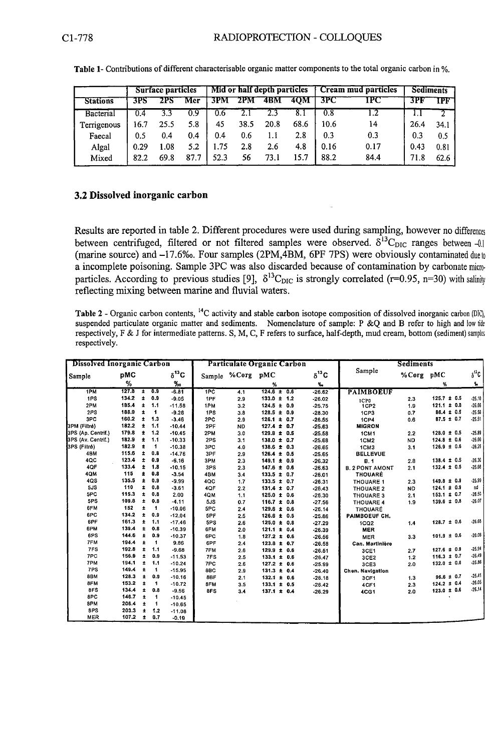**Table 1-** Contributions of different characterisable organic matter components to the total organic carbon in %.

| | Surface particles | | | Mid or half depth particles | | | | Cream mud particles | | Sediments | |
|---|---|---|---|---|---|---|---|---|---|---|---|
| Stations | 3PS | 2PS | Mer | 3PM | 2PM | 4BM | 4QM | 3PC | 1PC | 3PF | 1PF |
| Bacterial | 0.4 | 3.3 | 0.9 | 0.6 | 2.1 | 2.3 | 8.1 | 0.8 | 1.2 | 1.1 | 2 |
| Terrigenous | 16.7 | 25.5 | 5.8 | 45 | 38.5 | 20.8 | 68.6 | 10.6 | 14 | 26.4 | 34.1 |
| Faecal | 0.5 | 0.4 | 0.4 | 0.4 | 0.6 | 1.1 | 2.8 | 0.3 | 0.3 | 0.3 | 0.5 |
| Algal | 0.29 | 1.08 | 5.2 | 1.75 | 2.8 | 2.6 | 4.8 | 0.16 | 0.17 | 0.43 | 0.81 |
| Mixed | 82.2 | 69.8 | 87.7 | 52.3 | 56 | 73.1 | 15.7 | 88.2 | 84.4 | 71.8 | 62.6 |

### 3.2 Dissolved inorganic carbon

Results are reported in table 2. Different procedures were used during sampling, however no differences between centrifuged, filtered or not filtered samples were observed. $\delta^{13}C_{DIC}$ ranges between -0.1 (marine source) and –17.6‰. Four samples (2PM,4BM, 6PF 7PS) were obviously contaminated due to a incomplete poisoning. Sample 3PC was also discarded because of contamination by carbonate micro-particles. According to previous studies [9], $\delta^{13}C_{DIC}$ is strongly correlated (r=0.95, n=30) with salinity reflecting mixing between marine and fluvial waters.

**Table 2** - Organic carbon contents, $^{14}C$ activity and stable carbon isotope composition of dissolved inorganic carbon (DIC), suspended particulate organic matter and sediments. Nomenclature of sample: P &Q and B refer to high and low tide respectively, F & J for intermediate patterns. S, M, C, F refers to surface, half-depth, mud cream, bottom (sediment) samples respectively.

| Dissolved Inorganic Carbon | | | Particulate Organic Carbon | | | | Sediments | | | |
|---|---|---|---|---|---|---|---|---|---|---|
| Sample | pMC % | $\delta^{13}C$ ‰ | Sample | %Corg | pMC % | $\delta^{13}C$ ‰ | Sample | %Corg | pMC % | $\delta^{13}C$ ‰ |
| 1PM | 127.8 ± 0.9 | -6.81 | 1PC | 4.1 | 124.6 ± 0.6 | -26.62 | PAIMBOEUF | | | |
| 1PS | 134.2 ± 0.9 | -9.05 | 1PF | 2.9 | 133.0 ± 1.2 | -26.02 | 1CP0 | 2.3 | 125.7 ± 0.5 | -25.10 |
| 2PM | 185.4 ± 1.1 | -11.58 | 1PM | 3.2 | 124.5 ± 0.9 | -25.75 | 1CP2 | 1.9 | 121.1 ± 0.8 | -26.06 |
| 2PS | 188.9 ± 1 | -9.28 | 1PS | 3.8 | 128.5 ± 0.9 | -28.30 | 1CP3 | 0.7 | 86.4 ± 0.5 | -25.58 |
| 3PC | 160.2 ± 1.3 | -3.46 | 2PC | 2.9 | 126.1 ± 0.7 | -26.55 | 1CP4 | 0.6 | 87.5 ± 0.7 | -25.51 |
| 3PM (Filtré) | 182.2 ± 1.1 | -10.44 | 2PF | ND | 127.4 ± 0.7 | -25.63 | MIGRON | | | |
| 3PS (Ap. Centrif.) | 179.8 ± 1.2 | -10.45 | 2PM | 3.0 | 129.8 ± 0.5 | -25.58 | 1CM1 | 2.2 | 128.0 ± 0.5 | -25.89 |
| 3PS (Av. Centrif.) | 182.9 ± 1.1 | -10.33 | 2PS | 3.1 | 138.0 ± 0.7 | -25.68 | 1CM2 | ND | 124.8 ± 0.6 | -26.00 |
| 3PS (Filtré) | 182.9 ± 1 | -10.38 | 3PC | 4.0 | 138.6 ± 0.3 | -26.65 | 1CM3 | 3.1 | 126.9 ± 0.6 | -26.25 |
| 4BM | 115.6 ± 0.8 | -14.76 | 3PF | 2.9 | 126.4 ± 0.5 | -25.65 | BELLEVUE | | | |
| 4QC | 123.4 ± 0.9 | -6.16 | 3PM | 2.3 | 149.1 ± 0.9 | -26.32 | B. 1 | 2.8 | 138.4 ± 0.5 | -26.30 |
| 4QF | 133.4 ± 1.8 | -10.15 | 3PS | 2.3 | 147.6 ± 0.6 | -26.63 | B. 2 PONT AMONT | 2.1 | 132.4 ± 0.5 | -26.08 |
| 4QM | 115 ± 0.8 | -3.54 | 4BM | 3.4 | 133.5 ± 0.7 | -26.01 | THOUARÉ | | | |
| 4QS | 135.5 ± 0.9 | -9.99 | 4QC | 1.7 | 133.5 ± 0.7 | -26.31 | THOUARE 1 | 2.3 | 149.8 ± 0.9 | -25.99 |
| 5JS | 110 ± 0.8 | -3.61 | 4QF | 2.2 | 131.4 ± 0.7 | -26.43 | THOUARE 2 | ND | 124.1 ± 0.9 | nd |
| 5PC | 115.3 ± 0.8 | 2.00 | 4QM | 1.1 | 125.0 ± 0.6 | -26.30 | THOUARE 3 | 2.1 | 153.1 ± 0.7 | -26.50 |
| 5PS | 109.8 ± 0.8 | -4.11 | 5JS | 0.7 | 116.7 ± 0.8 | -27.56 | THOUARE 4 | 1.9 | 139.6 ± 0.8 | -26.07 |
| 6FM | 152 ± 1 | -10.06 | 5PC | 2.4 | 129.6 ± 0.6 | -26.14 | THOUARÉ | | | |
| 6PC | 134.2 ± 0.9 | -12.04 | 5PF | 2.5 | 126.6 ± 0.5 | -25.86 | PAIMBOEUF CH. | | | |
| 6PF | 161.3 ± 1.1 | -17.46 | 5PS | 2.6 | 125.0 ± 0.8 | -27.29 | 1CQ2 | 1.4 | 128.7 ± 0.6 | -26.68 |
| 6PM | 139.4 ± 0.8 | -10.39 | 6FM | 2.0 | 121.1 ± 0.4 | -26.39 | MER | | | |
| 6PS | 144.6 ± 0.9 | -10.37 | 6PC | 1.8 | 127.2 ± 0.6 | -26.66 | MER | 3.3 | 101.9 ± 0.6 | -20.06 |
| 7FM | 194.4 ± 1 | 9.86 | 6PF | 2.4 | 123.8 ± 0.7 | -26.58 | Can. Martinière | | | |
| 7FS | 192.8 ± 1.1 | -9.68 | 7FM | 2.6 | 129.9 ± 0.6 | -26.51 | 3CE1 | 2.7 | 127.6 ± 0.9 | -25.94 |
| 7PC | 156.9 ± 0.9 | -11.53 | 7FS | 2.5 | 133.1 ± 0.6 | -26.47 | 3CE2 | 1.2 | 116.3 ± 0.7 | -26.49 |
| 7PM | 194.1 ± 1.1 | -10.24 | 7PC | 2.6 | 127.2 ± 0.6 | -25.99 | 3CE3 | 2.0 | 132.0 ± 0.6 | -25.86 |
| 7PS | 149.4 ± 1 | -15.95 | 8BC | 2.9 | 131.3 ± 0.4 | -26.40 | Chen. Navigation | | | |
| 8BM | 128.3 ± 0.9 | -10.16 | 8BF | 2.1 | 132.1 ± 0.6 | -26.18 | 3CF1 | 1.3 | 96.6 ± 0.7 | -25.41 |
| 8FM | 153.2 ± 1 | -10.72 | 8FM | 3.5 | 133.1 ± 0.5 | -26.42 | 4CF1 | 2.3 | 124.2 ± 0.4 | -26.05 |
| 8FS | 134.4 ± 0.8 | -9.56 | 8FS | 3.4 | 137.1 ± 0.4 | -26.29 | 4CG1 | 2.0 | 123.0 ± 0.6 | -26.14 |
| 8PC | 146.7 ± 1 | -10.45 | | | | | | | | |
| 8PM | 206.4 ± 1 | -10.65 | | | | | | | | |
| 8PS | 203.3 ± 1.2 | -11.08 | | | | | | | | |
| MER | 107.2 ± 0.7 | -0.19 | | | | | | | | |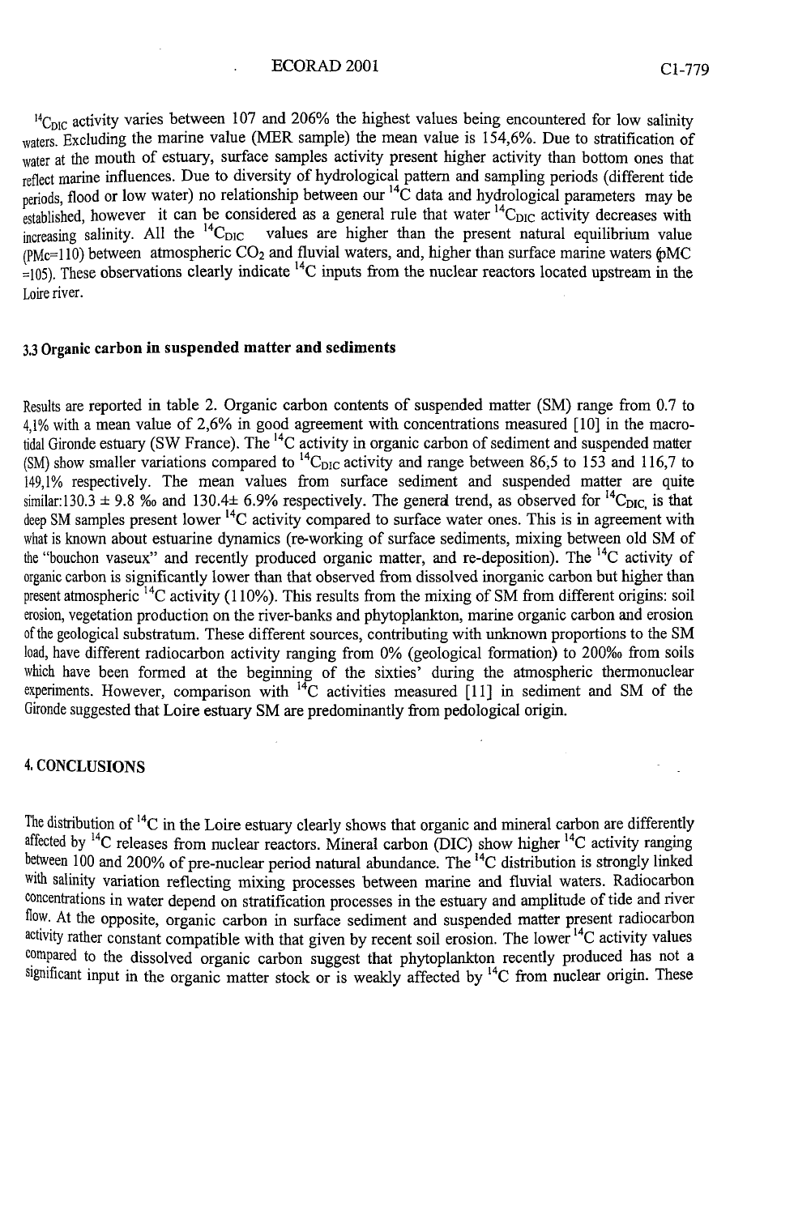$^{14}C_{DIC}$ activity varies between 107 and 206% the highest values being encountered for low salinity waters. Excluding the marine value (MER sample) the mean value is 154,6%. Due to stratification of water at the mouth of estuary, surface samples activity present higher activity than bottom ones that reflect marine influences. Due to diversity of hydrological pattern and sampling periods (different tide periods, flood or low water) no relationship between our $^{14}C$ data and hydrological parameters may be established, however it can be considered as a general rule that water $^{14}C_{DIC}$ activity decreases with increasing salinity. All the $^{14}C_{DIC}$ values are higher than the present natural equilibrium value (PMc=110) between atmospheric $CO_2$ and fluvial waters, and, higher than surface marine waters (pMC =105). These observations clearly indicate $^{14}C$ inputs from the nuclear reactors located upstream in the Loire river.

### 3.3 Organic carbon in suspended matter and sediments

Results are reported in table 2. Organic carbon contents of suspended matter (SM) range from 0.7 to 4,1% with a mean value of 2,6% in good agreement with concentrations measured [10] in the macro-tidal Gironde estuary (SW France). The $^{14}C$ activity in organic carbon of sediment and suspended matter (SM) show smaller variations compared to $^{14}C_{DIC}$ activity and range between 86,5 to 153 and 116,7 to 149,1% respectively. The mean values from surface sediment and suspended matter are quite similar: 130.3 ± 9.8 ‰ and 130.4± 6.9% respectively. The general trend, as observed for $^{14}C_{DIC}$, is that deep SM samples present lower $^{14}C$ activity compared to surface water ones. This is in agreement with what is known about estuarine dynamics (re-working of surface sediments, mixing between old SM of the "bouchon vaseux" and recently produced organic matter, and re-deposition). The $^{14}C$ activity of organic carbon is significantly lower than that observed from dissolved inorganic carbon but higher than present atmospheric $^{14}C$ activity (110%). This results from the mixing of SM from different origins: soil erosion, vegetation production on the river-banks and phytoplankton, marine organic carbon and erosion of the geological substratum. These different sources, contributing with unknown proportions to the SM load, have different radiocarbon activity ranging from 0% (geological formation) to 200‰ from soils which have been formed at the beginning of the sixties' during the atmospheric thermonuclear experiments. However, comparison with $^{14}C$ activities measured [11] in sediment and SM of the Gironde suggested that Loire estuary SM are predominantly from pedological origin.

## 4. CONCLUSIONS

The distribution of $^{14}C$ in the Loire estuary clearly shows that organic and mineral carbon are differently affected by $^{14}C$ releases from nuclear reactors. Mineral carbon (DIC) show higher $^{14}C$ activity ranging between 100 and 200% of pre-nuclear period natural abundance. The $^{14}C$ distribution is strongly linked with salinity variation reflecting mixing processes between marine and fluvial waters. Radiocarbon concentrations in water depend on stratification processes in the estuary and amplitude of tide and river flow. At the opposite, organic carbon in surface sediment and suspended matter present radiocarbon activity rather constant compatible with that given by recent soil erosion. The lower $^{14}C$ activity values compared to the dissolved organic carbon suggest that phytoplankton recently produced has not a significant input in the organic matter stock or is weakly affected by $^{14}C$ from nuclear origin. These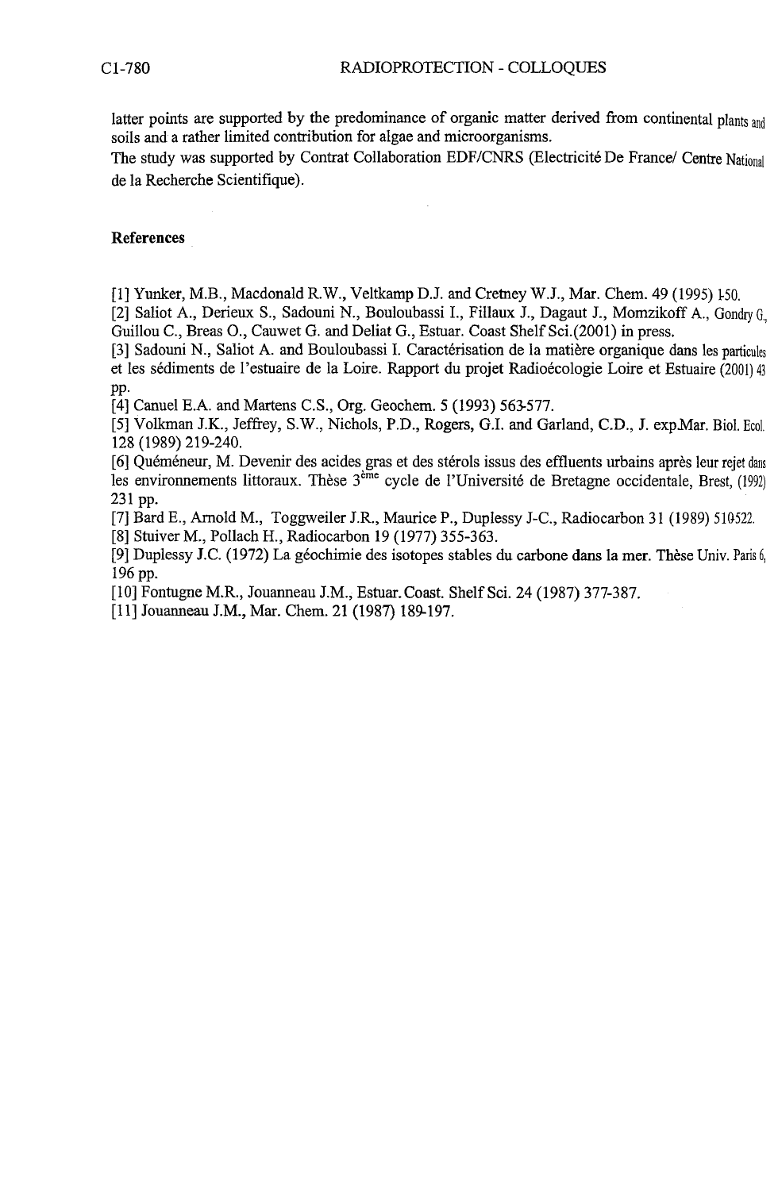latter points are supported by the predominance of organic matter derived from continental plants and soils and a rather limited contribution for algae and microorganisms.

The study was supported by Contrat Collaboration EDF/CNRS (Electricité De France/ Centre National de la Recherche Scientifique).

**References**

[1] Yunker, M.B., Macdonald R.W., Veltkamp D.J. and Cretney W.J., Mar. Chem. 49 (1995) 1-50.

[2] Saliot A., Derieux S., Sadouni N., Bouloubassi I., Fillaux J., Dagaut J., Momzikoff A., Gondry G., Guillou C., Breas O., Cauwet G. and Deliat G., Estuar. Coast Shelf Sci.(2001) in press.

[3] Sadouni N., Saliot A. and Bouloubassi I. Caractérisation de la matière organique dans les particules et les sédiments de l'estuaire de la Loire. Rapport du projet Radioécologie Loire et Estuaire (2001) 43 pp.

[4] Canuel E.A. and Martens C.S., Org. Geochem. 5 (1993) 563-577.

[5] Volkman J.K., Jeffrey, S.W., Nichols, P.D., Rogers, G.I. and Garland, C.D., J. exp.Mar. Biol. Ecol. 128 (1989) 219-240.

[6] Quéméneur, M. Devenir des acides gras et des stérols issus des effluents urbains après leur rejet dans les environnements littoraux. Thèse 3ème cycle de l'Université de Bretagne occidentale, Brest, (1992) 231 pp.

[7] Bard E., Arnold M., Toggweiler J.R., Maurice P., Duplessy J-C., Radiocarbon 31 (1989) 510-522.

[8] Stuiver M., Pollach H., Radiocarbon 19 (1977) 355-363.

[9] Duplessy J.C. (1972) La géochimie des isotopes stables du carbone dans la mer. Thèse Univ. Paris 6, 196 pp.

[10] Fontugne M.R., Jouanneau J.M., Estuar. Coast. Shelf Sci. 24 (1987) 377-387.

[11] Jouanneau J.M., Mar. Chem. 21 (1987) 189-197.